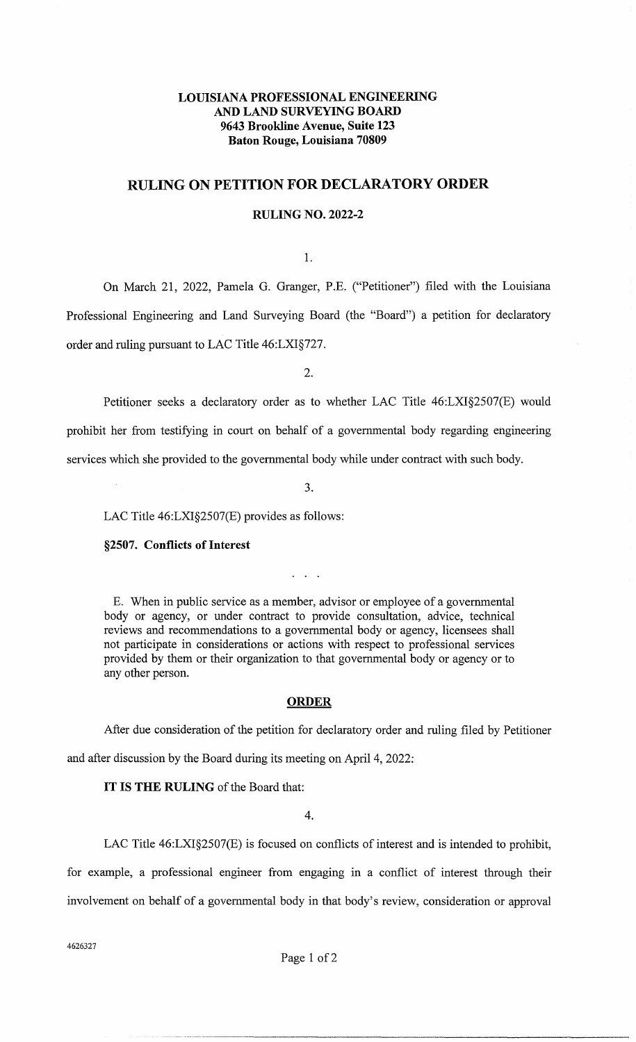**LOUISIANA PROFESSIONAL ENGINEERING AND LAND SURVEYING BOARD**
**9643 Brookline Avenue, Suite 123**
**Baton Rouge, Louisiana 70809**

# RULING ON PETITION FOR DECLARATORY ORDER

## RULING NO. 2022-2

1.

On March 21, 2022, Pamela G. Granger, P.E. ("Petitioner") filed with the Louisiana Professional Engineering and Land Surveying Board (the "Board") a petition for declaratory order and ruling pursuant to LAC Title 46:LXI§727.

2.

Petitioner seeks a declaratory order as to whether LAC Title 46:LXI§2507(E) would prohibit her from testifying in court on behalf of a governmental body regarding engineering services which she provided to the governmental body while under contract with such body.

3.

LAC Title 46:LXI§2507(E) provides as follows:

**§2507. Conflicts of Interest**

. . .

> E. When in public service as a member, advisor or employee of a governmental body or agency, or under contract to provide consultation, advice, technical reviews and recommendations to a governmental body or agency, licensees shall not participate in considerations or actions with respect to professional services provided by them or their organization to that governmental body or agency or to any other person.

**ORDER**

After due consideration of the petition for declaratory order and ruling filed by Petitioner and after discussion by the Board during its meeting on April 4, 2022:

**IT IS THE RULING** of the Board that:

4.

LAC Title 46:LXI§2507(E) is focused on conflicts of interest and is intended to prohibit, for example, a professional engineer from engaging in a conflict of interest through their involvement on behalf of a governmental body in that body's review, consideration or approval

4626327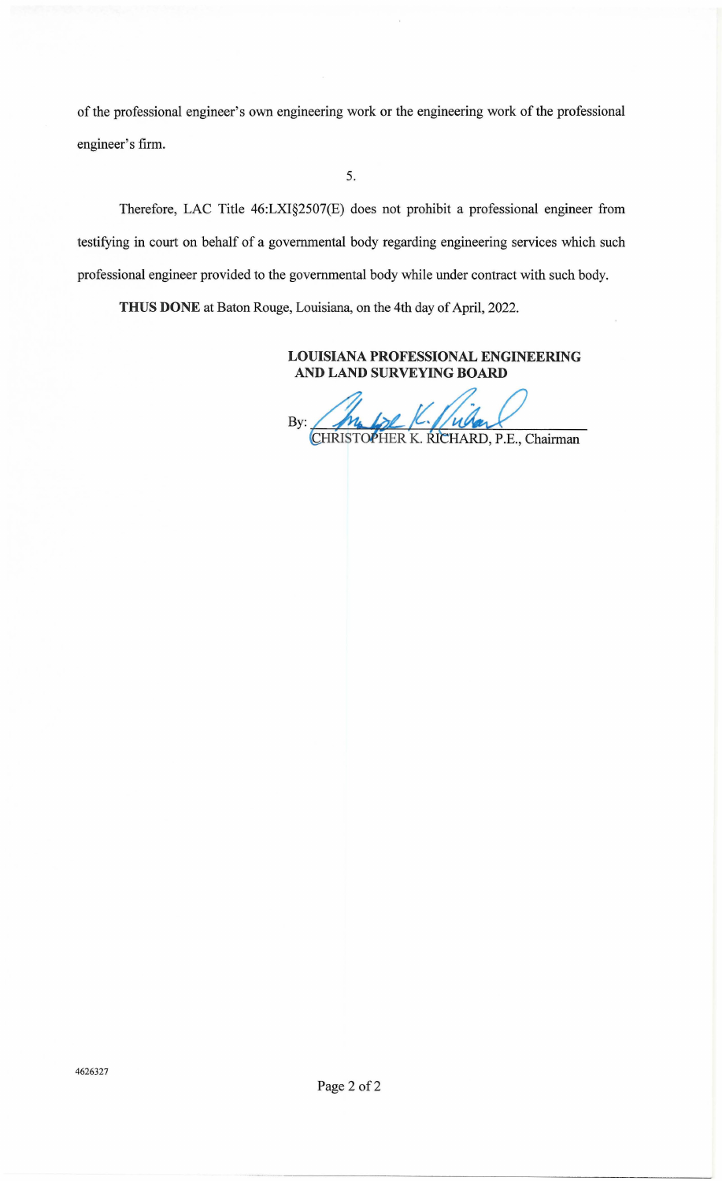of the professional engineer's own engineering work or the engineering work of the professional engineer's firm.

5.

Therefore, LAC Title 46:LXI§2507(E) does not prohibit a professional engineer from testifying in court on behalf of a governmental body regarding engineering services which such professional engineer provided to the governmental body while under contract with such body.

**THUS DONE** at Baton Rouge, Louisiana, on the 4th day of April, 2022.

**LOUISIANA PROFESSIONAL ENGINEERING AND LAND SURVEYING BOARD**

By: ______________________
CHRISTOPHER K. RICHARD, P.E., Chairman

4626327